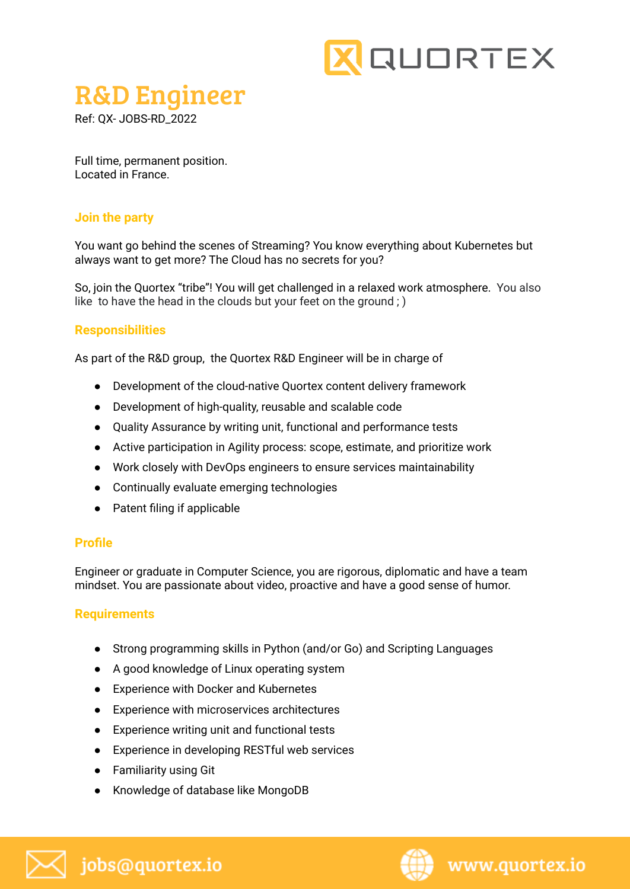# R&D Engineer

Ref: QX- JOBS-RD_2022

Full time, permanent position.
Located in France.

## Join the party

You want go behind the scenes of Streaming? You know everything about Kubernetes but always want to get more? The Cloud has no secrets for you?

So, join the Quortex "tribe"! You will get challenged in a relaxed work atmosphere. You also like to have the head in the clouds but your feet on the ground ; )

## Responsibilities

As part of the R&D group, the Quortex R&D Engineer will be in charge of

- Development of the cloud-native Quortex content delivery framework
- Development of high-quality, reusable and scalable code
- Quality Assurance by writing unit, functional and performance tests
- Active participation in Agility process: scope, estimate, and prioritize work
- Work closely with DevOps engineers to ensure services maintainability
- Continually evaluate emerging technologies
- Patent filing if applicable

## Profile

Engineer or graduate in Computer Science, you are rigorous, diplomatic and have a team mindset. You are passionate about video, proactive and have a good sense of humor.

## Requirements

- Strong programming skills in Python (and/or Go) and Scripting Languages
- A good knowledge of Linux operating system
- Experience with Docker and Kubernetes
- Experience with microservices architectures
- Experience writing unit and functional tests
- Experience in developing RESTful web services
- Familiarity using Git
- Knowledge of database like MongoDB

jobs@quortex.io

www.quortex.io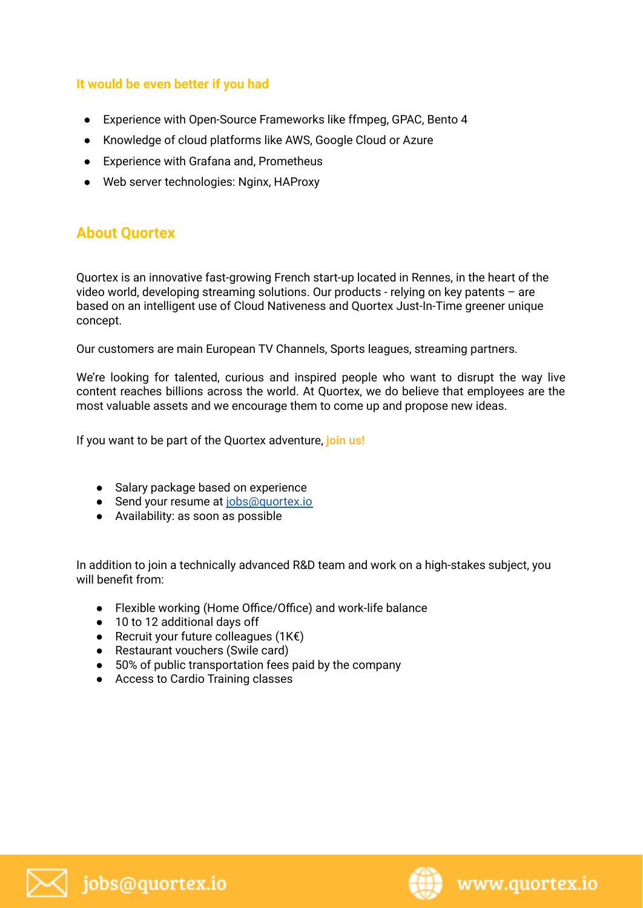### It would be even better if you had

- Experience with Open-Source Frameworks like ffmpeg, GPAC, Bento 4
- Knowledge of cloud platforms like AWS, Google Cloud or Azure
- Experience with Grafana and, Prometheus
- Web server technologies: Nginx, HAProxy

## About Quortex

Quortex is an innovative fast-growing French start-up located in Rennes, in the heart of the video world, developing streaming solutions. Our products - relying on key patents – are based on an intelligent use of Cloud Nativeness and Quortex Just-In-Time greener unique concept.

Our customers are main European TV Channels, Sports leagues, streaming partners.

We're looking for talented, curious and inspired people who want to disrupt the way live content reaches billions across the world. At Quortex, we do believe that employees are the most valuable assets and we encourage them to come up and propose new ideas.

If you want to be part of the Quortex adventure, **join us!**

- Salary package based on experience
- Send your resume at jobs@quortex.io
- Availability: as soon as possible

In addition to join a technically advanced R&D team and work on a high-stakes subject, you will benefit from:

- Flexible working (Home Office/Office) and work-life balance
- 10 to 12 additional days off
- Recruit your future colleagues (1K€)
- Restaurant vouchers (Swile card)
- 50% of public transportation fees paid by the company
- Access to Cardio Training classes

jobs@quortex.io www.quortex.io